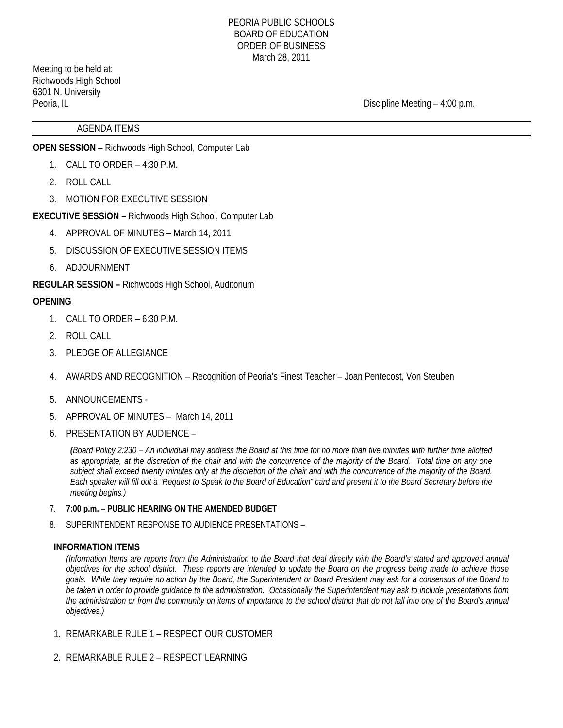PEORIA PUBLIC SCHOOLS
BOARD OF EDUCATION
ORDER OF BUSINESS
March 28, 2011

Meeting to be held at:
Richwoods High School
6301 N. University
Peoria, IL

Discipline Meeting – 4:00 p.m.

AGENDA ITEMS

**OPEN SESSION** – Richwoods High School, Computer Lab

1. CALL TO ORDER – 4:30 P.M.
2. ROLL CALL
3. MOTION FOR EXECUTIVE SESSION

**EXECUTIVE SESSION –** Richwoods High School, Computer Lab

4. APPROVAL OF MINUTES – March 14, 2011
5. DISCUSSION OF EXECUTIVE SESSION ITEMS
6. ADJOURNMENT

**REGULAR SESSION –** Richwoods High School, Auditorium

**OPENING**

1. CALL TO ORDER – 6:30 P.M.
2. ROLL CALL
3. PLEDGE OF ALLEGIANCE
4. AWARDS AND RECOGNITION – Recognition of Peoria's Finest Teacher – Joan Pentecost, Von Steuben
5. ANNOUNCEMENTS -
5. APPROVAL OF MINUTES – March 14, 2011
6. PRESENTATION BY AUDIENCE –

   *(Board Policy 2:230 – An individual may address the Board at this time for no more than five minutes with further time allotted as appropriate, at the discretion of the chair and with the concurrence of the majority of the Board. Total time on any one subject shall exceed twenty minutes only at the discretion of the chair and with the concurrence of the majority of the Board. Each speaker will fill out a "Request to Speak to the Board of Education" card and present it to the Board Secretary before the meeting begins.)*

7. **7:00 p.m. – PUBLIC HEARING ON THE AMENDED BUDGET**
8. SUPERINTENDENT RESPONSE TO AUDIENCE PRESENTATIONS –

**INFORMATION ITEMS**

*(Information Items are reports from the Administration to the Board that deal directly with the Board's stated and approved annual objectives for the school district. These reports are intended to update the Board on the progress being made to achieve those goals. While they require no action by the Board, the Superintendent or Board President may ask for a consensus of the Board to be taken in order to provide guidance to the administration. Occasionally the Superintendent may ask to include presentations from the administration or from the community on items of importance to the school district that do not fall into one of the Board's annual objectives.)*

1. REMARKABLE RULE 1 – RESPECT OUR CUSTOMER
2. REMARKABLE RULE 2 – RESPECT LEARNING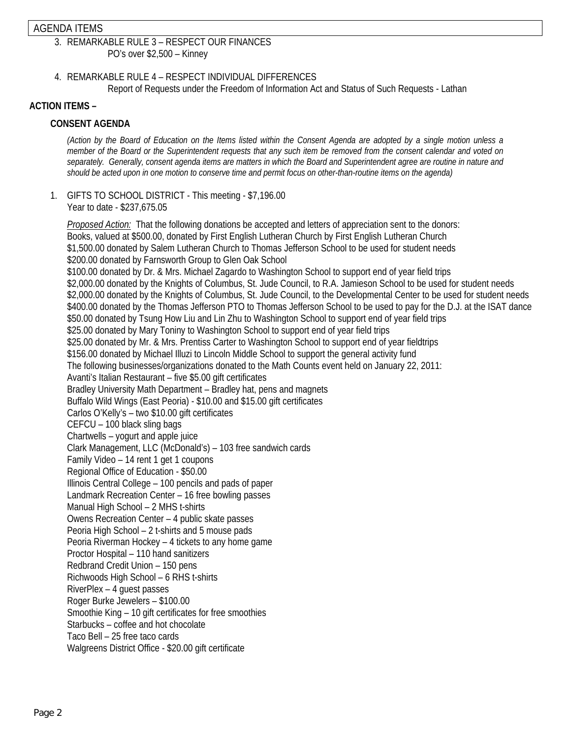AGENDA ITEMS

3. REMARKABLE RULE 3 – RESPECT OUR FINANCES
   PO's over $2,500 – Kinney

4. REMARKABLE RULE 4 – RESPECT INDIVIDUAL DIFFERENCES
   Report of Requests under the Freedom of Information Act and Status of Such Requests - Lathan

**ACTION ITEMS –**

**CONSENT AGENDA**

*(Action by the Board of Education on the Items listed within the Consent Agenda are adopted by a single motion unless a member of the Board or the Superintendent requests that any such item be removed from the consent calendar and voted on separately. Generally, consent agenda items are matters in which the Board and Superintendent agree are routine in nature and should be acted upon in one motion to conserve time and permit focus on other-than-routine items on the agenda)*

1. GIFTS TO SCHOOL DISTRICT - This meeting - $7,196.00
   Year to date - $237,675.05

   *Proposed Action:* That the following donations be accepted and letters of appreciation sent to the donors:
   Books, valued at $500.00, donated by First English Lutheran Church by First English Lutheran Church
   $1,500.00 donated by Salem Lutheran Church to Thomas Jefferson School to be used for student needs
   $200.00 donated by Farnsworth Group to Glen Oak School
   $100.00 donated by Dr. & Mrs. Michael Zagardo to Washington School to support end of year field trips
   $2,000.00 donated by the Knights of Columbus, St. Jude Council, to R.A. Jamieson School to be used for student needs
   $2,000.00 donated by the Knights of Columbus, St. Jude Council, to the Developmental Center to be used for student needs
   $400.00 donated by the Thomas Jefferson PTO to Thomas Jefferson School to be used to pay for the D.J. at the ISAT dance
   $50.00 donated by Tsung How Liu and Lin Zhu to Washington School to support end of year field trips
   $25.00 donated by Mary Toniny to Washington School to support end of year field trips
   $25.00 donated by Mr. & Mrs. Prentiss Carter to Washington School to support end of year fieldtrips
   $156.00 donated by Michael Illuzi to Lincoln Middle School to support the general activity fund
   The following businesses/organizations donated to the Math Counts event held on January 22, 2011:
   Avanti's Italian Restaurant – five $5.00 gift certificates
   Bradley University Math Department – Bradley hat, pens and magnets
   Buffalo Wild Wings (East Peoria) - $10.00 and $15.00 gift certificates
   Carlos O'Kelly's – two $10.00 gift certificates
   CEFCU – 100 black sling bags
   Chartwells – yogurt and apple juice
   Clark Management, LLC (McDonald's) – 103 free sandwich cards
   Family Video – 14 rent 1 get 1 coupons
   Regional Office of Education - $50.00
   Illinois Central College – 100 pencils and pads of paper
   Landmark Recreation Center – 16 free bowling passes
   Manual High School – 2 MHS t-shirts
   Owens Recreation Center – 4 public skate passes
   Peoria High School – 2 t-shirts and 5 mouse pads
   Peoria Riverman Hockey – 4 tickets to any home game
   Proctor Hospital – 110 hand sanitizers
   Redbrand Credit Union – 150 pens
   Richwoods High School – 6 RHS t-shirts
   RiverPlex – 4 guest passes
   Roger Burke Jewelers – $100.00
   Smoothie King – 10 gift certificates for free smoothies
   Starbucks – coffee and hot chocolate
   Taco Bell – 25 free taco cards
   Walgreens District Office - $20.00 gift certificate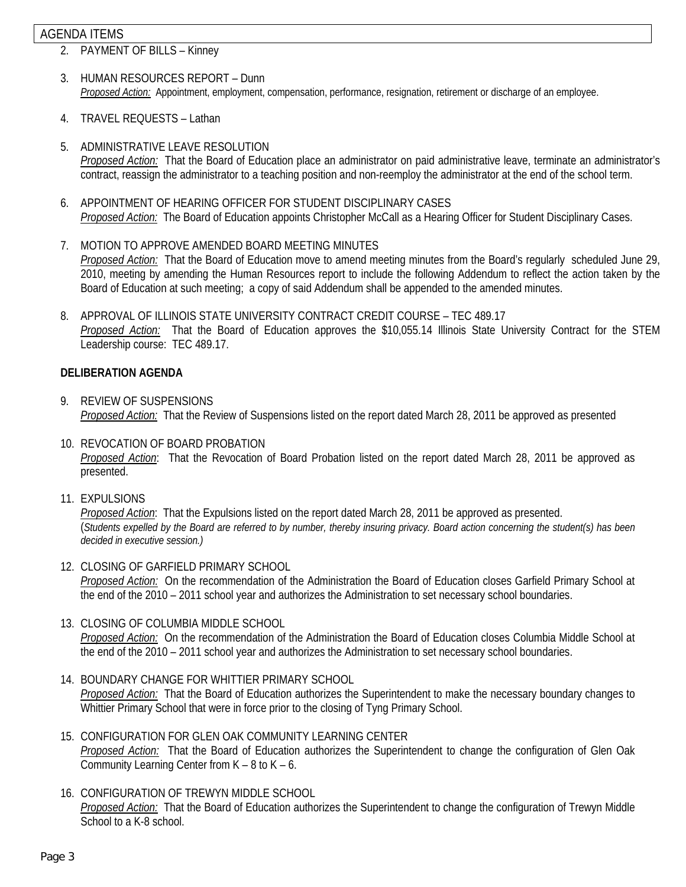AGENDA ITEMS

2. PAYMENT OF BILLS – Kinney

3. HUMAN RESOURCES REPORT – Dunn
   *Proposed Action:* Appointment, employment, compensation, performance, resignation, retirement or discharge of an employee.

4. TRAVEL REQUESTS – Lathan

5. ADMINISTRATIVE LEAVE RESOLUTION
   *Proposed Action:* That the Board of Education place an administrator on paid administrative leave, terminate an administrator's contract, reassign the administrator to a teaching position and non-reemploy the administrator at the end of the school term.

6. APPOINTMENT OF HEARING OFFICER FOR STUDENT DISCIPLINARY CASES
   *Proposed Action:* The Board of Education appoints Christopher McCall as a Hearing Officer for Student Disciplinary Cases.

7. MOTION TO APPROVE AMENDED BOARD MEETING MINUTES
   *Proposed Action:* That the Board of Education move to amend meeting minutes from the Board's regularly scheduled June 29, 2010, meeting by amending the Human Resources report to include the following Addendum to reflect the action taken by the Board of Education at such meeting; a copy of said Addendum shall be appended to the amended minutes.

8. APPROVAL OF ILLINOIS STATE UNIVERSITY CONTRACT CREDIT COURSE – TEC 489.17
   *Proposed Action:* That the Board of Education approves the $10,055.14 Illinois State University Contract for the STEM Leadership course: TEC 489.17.

**DELIBERATION AGENDA**

9. REVIEW OF SUSPENSIONS
   *Proposed Action:* That the Review of Suspensions listed on the report dated March 28, 2011 be approved as presented

10. REVOCATION OF BOARD PROBATION
    *Proposed Action*: That the Revocation of Board Probation listed on the report dated March 28, 2011 be approved as presented.

11. EXPULSIONS
    *Proposed Action*: That the Expulsions listed on the report dated March 28, 2011 be approved as presented.
    (*Students expelled by the Board are referred to by number, thereby insuring privacy. Board action concerning the student(s) has been decided in executive session.)*

12. CLOSING OF GARFIELD PRIMARY SCHOOL
    *Proposed Action:* On the recommendation of the Administration the Board of Education closes Garfield Primary School at the end of the 2010 – 2011 school year and authorizes the Administration to set necessary school boundaries.

13. CLOSING OF COLUMBIA MIDDLE SCHOOL
    *Proposed Action:* On the recommendation of the Administration the Board of Education closes Columbia Middle School at the end of the 2010 – 2011 school year and authorizes the Administration to set necessary school boundaries.

14. BOUNDARY CHANGE FOR WHITTIER PRIMARY SCHOOL
    *Proposed Action:* That the Board of Education authorizes the Superintendent to make the necessary boundary changes to Whittier Primary School that were in force prior to the closing of Tyng Primary School.

15. CONFIGURATION FOR GLEN OAK COMMUNITY LEARNING CENTER
    *Proposed Action:* That the Board of Education authorizes the Superintendent to change the configuration of Glen Oak Community Learning Center from K – 8 to K – 6.

16. CONFIGURATION OF TREWYN MIDDLE SCHOOL
    *Proposed Action:* That the Board of Education authorizes the Superintendent to change the configuration of Trewyn Middle School to a K-8 school.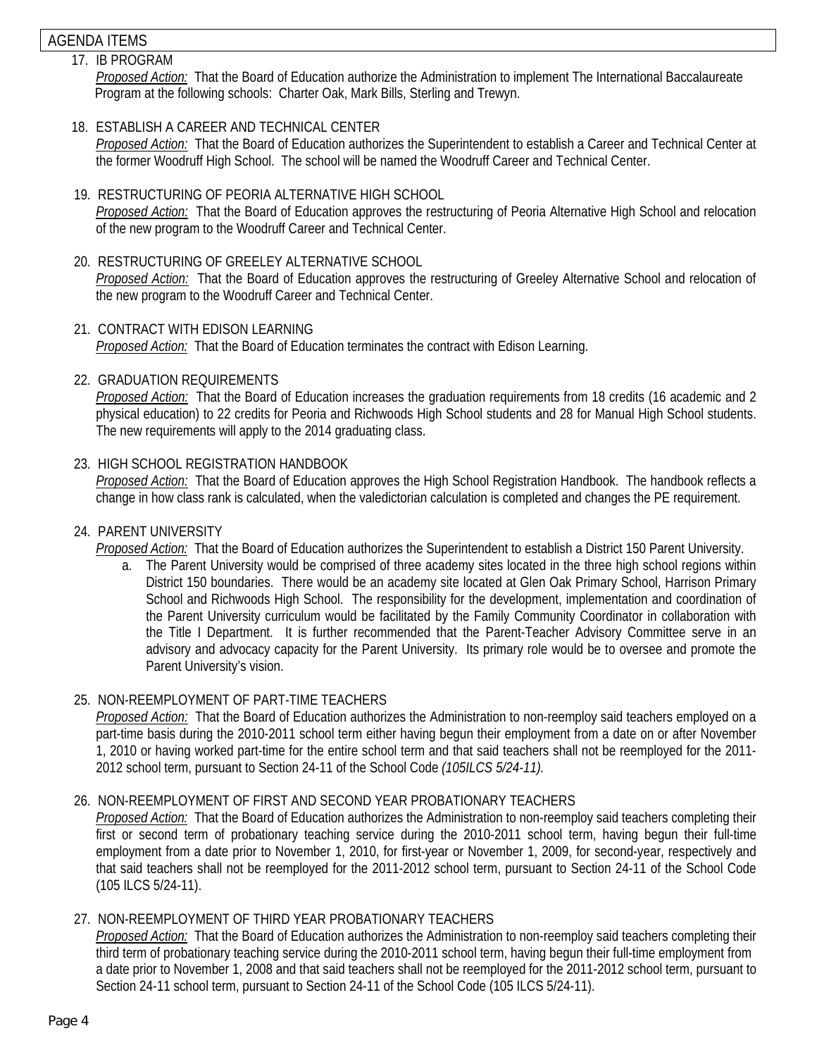AGENDA ITEMS

17. IB PROGRAM

    *Proposed Action:* That the Board of Education authorize the Administration to implement The International Baccalaureate Program at the following schools: Charter Oak, Mark Bills, Sterling and Trewyn.

18. ESTABLISH A CAREER AND TECHNICAL CENTER

    *Proposed Action:* That the Board of Education authorizes the Superintendent to establish a Career and Technical Center at the former Woodruff High School. The school will be named the Woodruff Career and Technical Center.

19. RESTRUCTURING OF PEORIA ALTERNATIVE HIGH SCHOOL

    *Proposed Action:* That the Board of Education approves the restructuring of Peoria Alternative High School and relocation of the new program to the Woodruff Career and Technical Center.

20. RESTRUCTURING OF GREELEY ALTERNATIVE SCHOOL

    *Proposed Action:* That the Board of Education approves the restructuring of Greeley Alternative School and relocation of the new program to the Woodruff Career and Technical Center.

21. CONTRACT WITH EDISON LEARNING

    *Proposed Action:* That the Board of Education terminates the contract with Edison Learning.

22. GRADUATION REQUIREMENTS

    *Proposed Action:* That the Board of Education increases the graduation requirements from 18 credits (16 academic and 2 physical education) to 22 credits for Peoria and Richwoods High School students and 28 for Manual High School students. The new requirements will apply to the 2014 graduating class.

23. HIGH SCHOOL REGISTRATION HANDBOOK

    *Proposed Action:* That the Board of Education approves the High School Registration Handbook. The handbook reflects a change in how class rank is calculated, when the valedictorian calculation is completed and changes the PE requirement.

24. PARENT UNIVERSITY

    *Proposed Action:* That the Board of Education authorizes the Superintendent to establish a District 150 Parent University.

    a. The Parent University would be comprised of three academy sites located in the three high school regions within District 150 boundaries. There would be an academy site located at Glen Oak Primary School, Harrison Primary School and Richwoods High School. The responsibility for the development, implementation and coordination of the Parent University curriculum would be facilitated by the Family Community Coordinator in collaboration with the Title I Department. It is further recommended that the Parent-Teacher Advisory Committee serve in an advisory and advocacy capacity for the Parent University. Its primary role would be to oversee and promote the Parent University's vision.

25. NON-REEMPLOYMENT OF PART-TIME TEACHERS

    *Proposed Action:* That the Board of Education authorizes the Administration to non-reemploy said teachers employed on a part-time basis during the 2010-2011 school term either having begun their employment from a date on or after November 1, 2010 or having worked part-time for the entire school term and that said teachers shall not be reemployed for the 2011-2012 school term, pursuant to Section 24-11 of the School Code *(105ILCS 5/24-11).*

26. NON-REEMPLOYMENT OF FIRST AND SECOND YEAR PROBATIONARY TEACHERS

    *Proposed Action:* That the Board of Education authorizes the Administration to non-reemploy said teachers completing their first or second term of probationary teaching service during the 2010-2011 school term, having begun their full-time employment from a date prior to November 1, 2010, for first-year or November 1, 2009, for second-year, respectively and that said teachers shall not be reemployed for the 2011-2012 school term, pursuant to Section 24-11 of the School Code (105 ILCS 5/24-11).

27. NON-REEMPLOYMENT OF THIRD YEAR PROBATIONARY TEACHERS

    *Proposed Action:* That the Board of Education authorizes the Administration to non-reemploy said teachers completing their third term of probationary teaching service during the 2010-2011 school term, having begun their full-time employment from a date prior to November 1, 2008 and that said teachers shall not be reemployed for the 2011-2012 school term, pursuant to Section 24-11 school term, pursuant to Section 24-11 of the School Code (105 ILCS 5/24-11).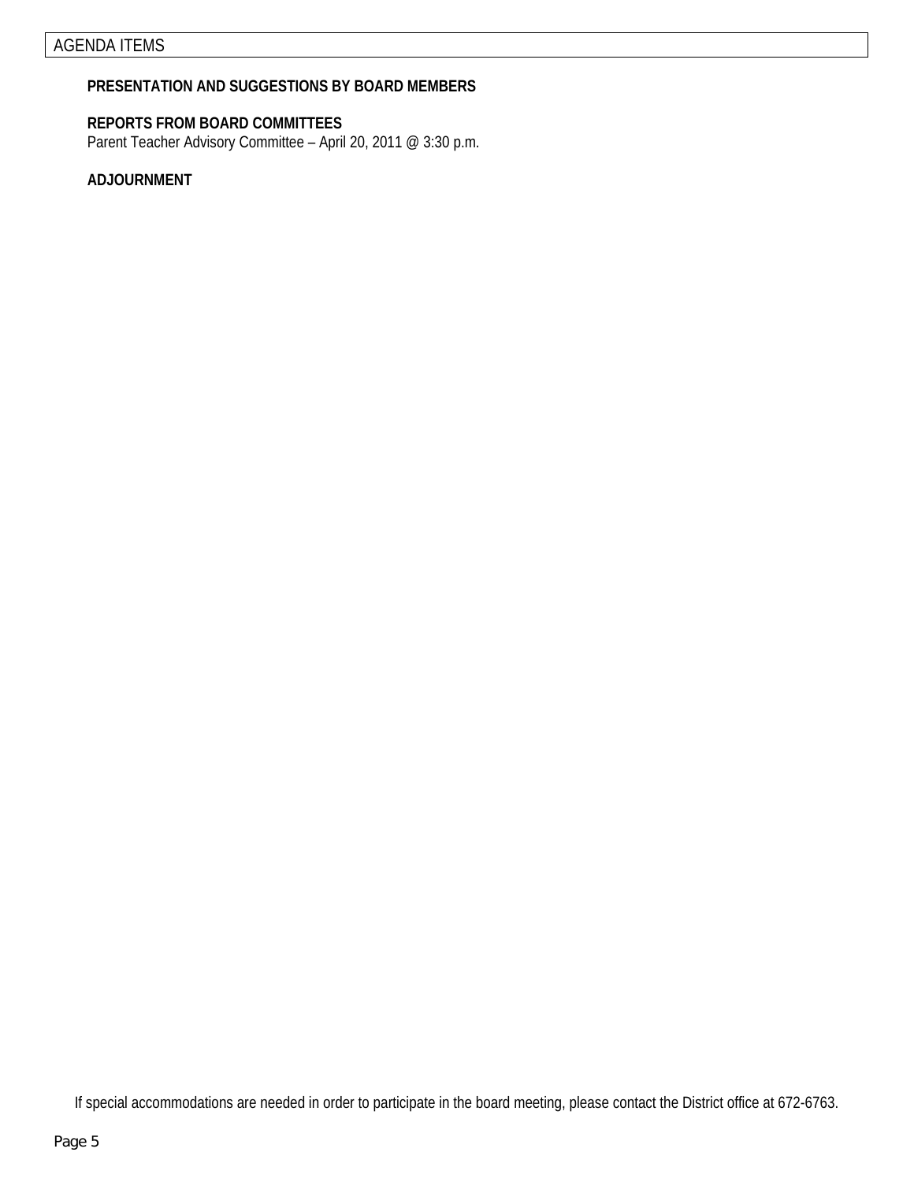AGENDA ITEMS

**PRESENTATION AND SUGGESTIONS BY BOARD MEMBERS**

**REPORTS FROM BOARD COMMITTEES**
Parent Teacher Advisory Committee – April 20, 2011 @ 3:30 p.m.

**ADJOURNMENT**

If special accommodations are needed in order to participate in the board meeting, please contact the District office at 672-6763.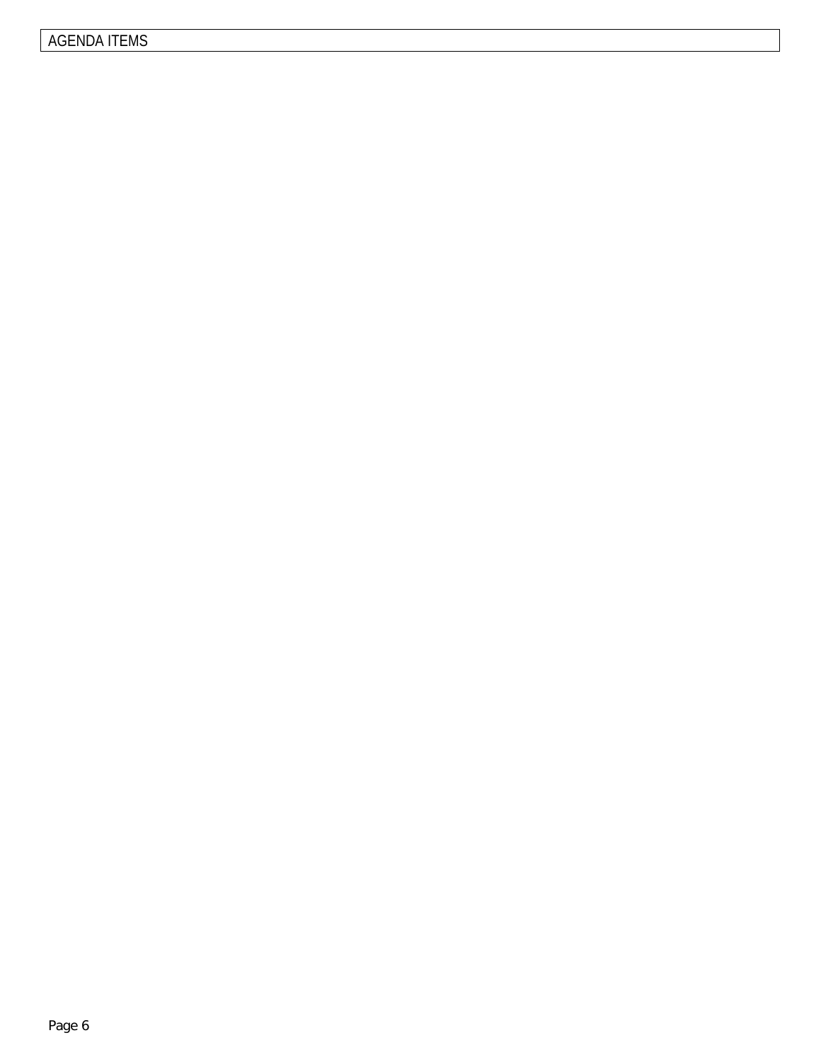AGENDA ITEMS